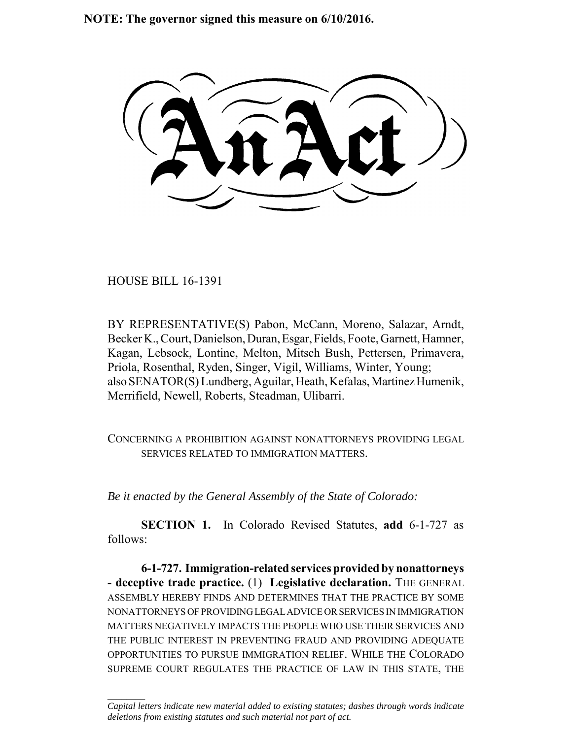**NOTE: The governor signed this measure on 6/10/2016.**

# An Act

HOUSE BILL 16-1391

BY REPRESENTATIVE(S) Pabon, McCann, Moreno, Salazar, Arndt, Becker K., Court, Danielson, Duran, Esgar, Fields, Foote, Garnett, Hamner, Kagan, Lebsock, Lontine, Melton, Mitsch Bush, Pettersen, Primavera, Priola, Rosenthal, Ryden, Singer, Vigil, Williams, Winter, Young; also SENATOR(S) Lundberg, Aguilar, Heath, Kefalas, Martinez Humenik, Merrifield, Newell, Roberts, Steadman, Ulibarri.

CONCERNING A PROHIBITION AGAINST NONATTORNEYS PROVIDING LEGAL SERVICES RELATED TO IMMIGRATION MATTERS.

*Be it enacted by the General Assembly of the State of Colorado:*

**SECTION 1.** In Colorado Revised Statutes, **add** 6-1-727 as follows:

**6-1-727. Immigration-related services provided by nonattorneys - deceptive trade practice.** (1) **Legislative declaration.** THE GENERAL ASSEMBLY HEREBY FINDS AND DETERMINES THAT THE PRACTICE BY SOME NONATTORNEYS OF PROVIDING LEGAL ADVICE OR SERVICES IN IMMIGRATION MATTERS NEGATIVELY IMPACTS THE PEOPLE WHO USE THEIR SERVICES AND THE PUBLIC INTEREST IN PREVENTING FRAUD AND PROVIDING ADEQUATE OPPORTUNITIES TO PURSUE IMMIGRATION RELIEF. WHILE THE COLORADO SUPREME COURT REGULATES THE PRACTICE OF LAW IN THIS STATE, THE

---

*Capital letters indicate new material added to existing statutes; dashes through words indicate deletions from existing statutes and such material not part of act.*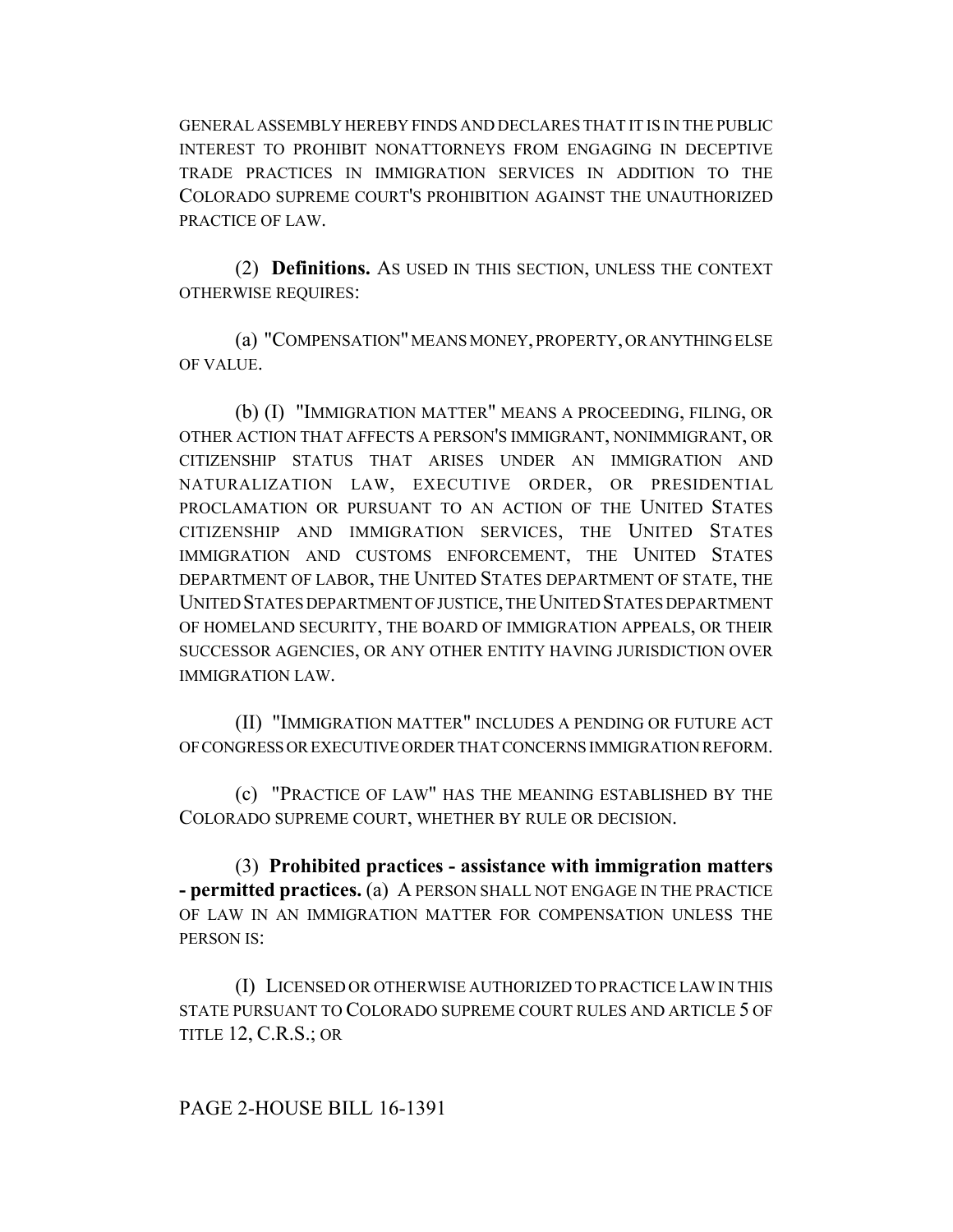GENERAL ASSEMBLY HEREBY FINDS AND DECLARES THAT IT IS IN THE PUBLIC INTEREST TO PROHIBIT NONATTORNEYS FROM ENGAGING IN DECEPTIVE TRADE PRACTICES IN IMMIGRATION SERVICES IN ADDITION TO THE COLORADO SUPREME COURT'S PROHIBITION AGAINST THE UNAUTHORIZED PRACTICE OF LAW.

(2) **Definitions.** AS USED IN THIS SECTION, UNLESS THE CONTEXT OTHERWISE REQUIRES:

(a) "COMPENSATION" MEANS MONEY, PROPERTY, OR ANYTHING ELSE OF VALUE.

(b) (I) "IMMIGRATION MATTER" MEANS A PROCEEDING, FILING, OR OTHER ACTION THAT AFFECTS A PERSON'S IMMIGRANT, NONIMMIGRANT, OR CITIZENSHIP STATUS THAT ARISES UNDER AN IMMIGRATION AND NATURALIZATION LAW, EXECUTIVE ORDER, OR PRESIDENTIAL PROCLAMATION OR PURSUANT TO AN ACTION OF THE UNITED STATES CITIZENSHIP AND IMMIGRATION SERVICES, THE UNITED STATES IMMIGRATION AND CUSTOMS ENFORCEMENT, THE UNITED STATES DEPARTMENT OF LABOR, THE UNITED STATES DEPARTMENT OF STATE, THE UNITED STATES DEPARTMENT OF JUSTICE, THE UNITED STATES DEPARTMENT OF HOMELAND SECURITY, THE BOARD OF IMMIGRATION APPEALS, OR THEIR SUCCESSOR AGENCIES, OR ANY OTHER ENTITY HAVING JURISDICTION OVER IMMIGRATION LAW.

(II) "IMMIGRATION MATTER" INCLUDES A PENDING OR FUTURE ACT OF CONGRESS OR EXECUTIVE ORDER THAT CONCERNS IMMIGRATION REFORM.

(c) "PRACTICE OF LAW" HAS THE MEANING ESTABLISHED BY THE COLORADO SUPREME COURT, WHETHER BY RULE OR DECISION.

(3) **Prohibited practices - assistance with immigration matters - permitted practices.** (a) A PERSON SHALL NOT ENGAGE IN THE PRACTICE OF LAW IN AN IMMIGRATION MATTER FOR COMPENSATION UNLESS THE PERSON IS:

(I) LICENSED OR OTHERWISE AUTHORIZED TO PRACTICE LAW IN THIS STATE PURSUANT TO COLORADO SUPREME COURT RULES AND ARTICLE 5 OF TITLE 12, C.R.S.; OR

PAGE 2-HOUSE BILL 16-1391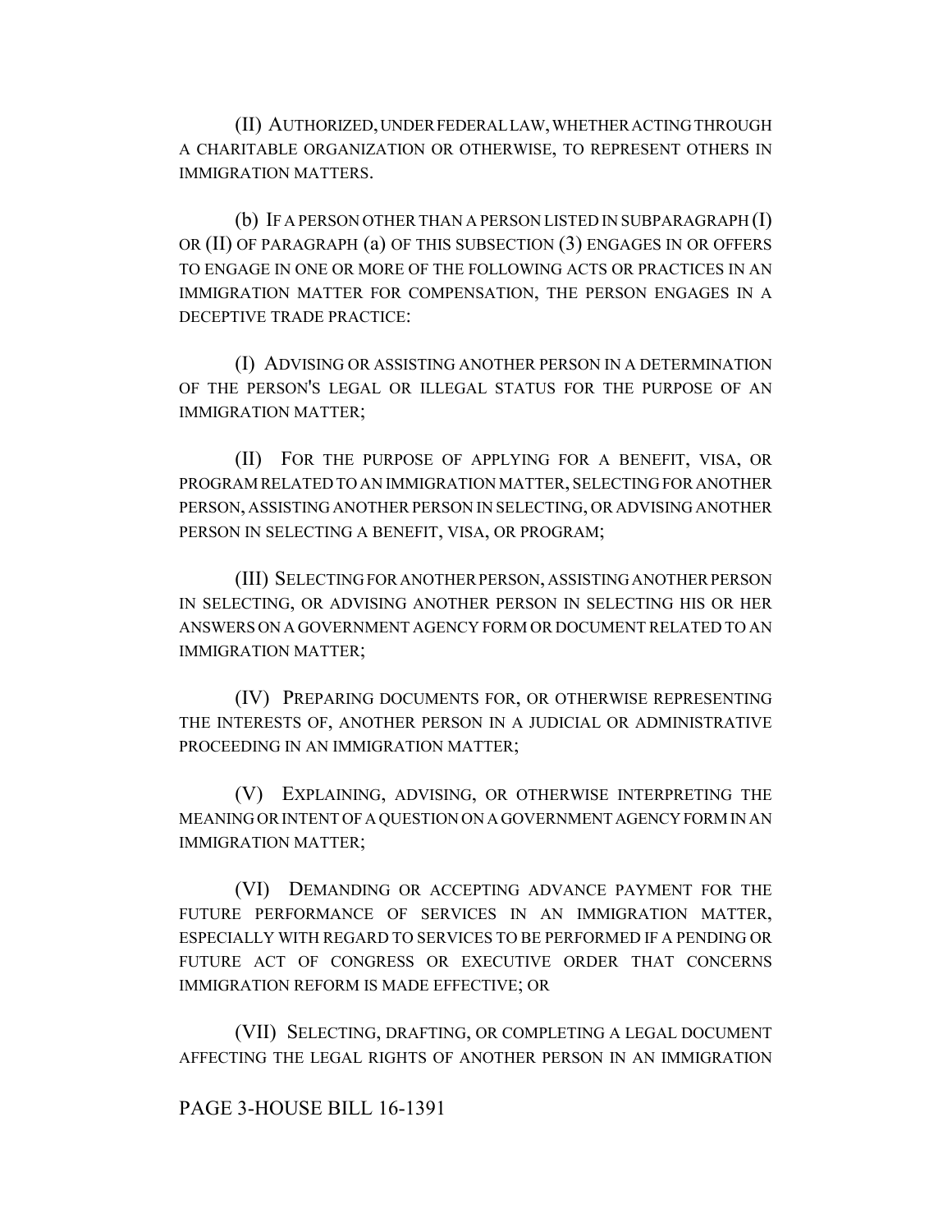(II) AUTHORIZED, UNDER FEDERAL LAW, WHETHER ACTING THROUGH A CHARITABLE ORGANIZATION OR OTHERWISE, TO REPRESENT OTHERS IN IMMIGRATION MATTERS.

(b) IF A PERSON OTHER THAN A PERSON LISTED IN SUBPARAGRAPH (I) OR (II) OF PARAGRAPH (a) OF THIS SUBSECTION (3) ENGAGES IN OR OFFERS TO ENGAGE IN ONE OR MORE OF THE FOLLOWING ACTS OR PRACTICES IN AN IMMIGRATION MATTER FOR COMPENSATION, THE PERSON ENGAGES IN A DECEPTIVE TRADE PRACTICE:

(I) ADVISING OR ASSISTING ANOTHER PERSON IN A DETERMINATION OF THE PERSON'S LEGAL OR ILLEGAL STATUS FOR THE PURPOSE OF AN IMMIGRATION MATTER;

(II) FOR THE PURPOSE OF APPLYING FOR A BENEFIT, VISA, OR PROGRAM RELATED TO AN IMMIGRATION MATTER, SELECTING FOR ANOTHER PERSON, ASSISTING ANOTHER PERSON IN SELECTING, OR ADVISING ANOTHER PERSON IN SELECTING A BENEFIT, VISA, OR PROGRAM;

(III) SELECTING FOR ANOTHER PERSON, ASSISTING ANOTHER PERSON IN SELECTING, OR ADVISING ANOTHER PERSON IN SELECTING HIS OR HER ANSWERS ON A GOVERNMENT AGENCY FORM OR DOCUMENT RELATED TO AN IMMIGRATION MATTER;

(IV) PREPARING DOCUMENTS FOR, OR OTHERWISE REPRESENTING THE INTERESTS OF, ANOTHER PERSON IN A JUDICIAL OR ADMINISTRATIVE PROCEEDING IN AN IMMIGRATION MATTER;

(V) EXPLAINING, ADVISING, OR OTHERWISE INTERPRETING THE MEANING OR INTENT OF A QUESTION ON A GOVERNMENT AGENCY FORM IN AN IMMIGRATION MATTER;

(VI) DEMANDING OR ACCEPTING ADVANCE PAYMENT FOR THE FUTURE PERFORMANCE OF SERVICES IN AN IMMIGRATION MATTER, ESPECIALLY WITH REGARD TO SERVICES TO BE PERFORMED IF A PENDING OR FUTURE ACT OF CONGRESS OR EXECUTIVE ORDER THAT CONCERNS IMMIGRATION REFORM IS MADE EFFECTIVE; OR

(VII) SELECTING, DRAFTING, OR COMPLETING A LEGAL DOCUMENT AFFECTING THE LEGAL RIGHTS OF ANOTHER PERSON IN AN IMMIGRATION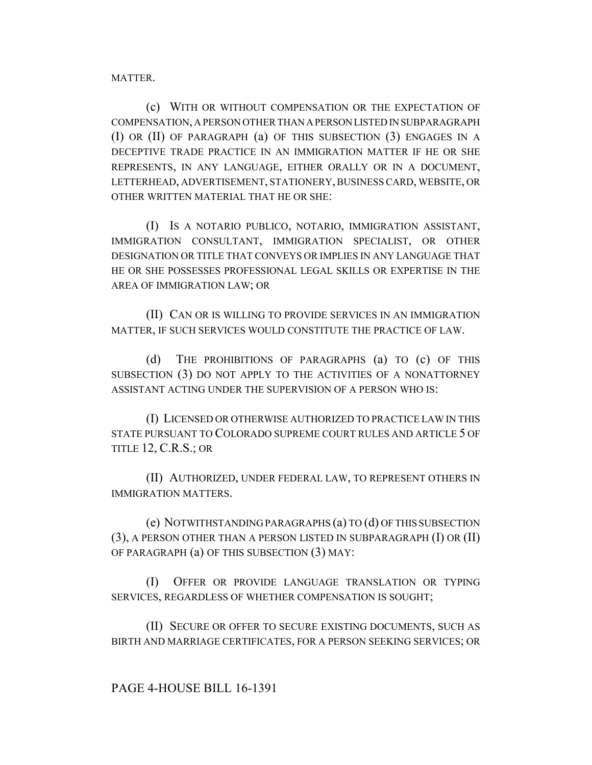MATTER.

(c) WITH OR WITHOUT COMPENSATION OR THE EXPECTATION OF COMPENSATION, A PERSON OTHER THAN A PERSON LISTED IN SUBPARAGRAPH (I) OR (II) OF PARAGRAPH (a) OF THIS SUBSECTION (3) ENGAGES IN A DECEPTIVE TRADE PRACTICE IN AN IMMIGRATION MATTER IF HE OR SHE REPRESENTS, IN ANY LANGUAGE, EITHER ORALLY OR IN A DOCUMENT, LETTERHEAD, ADVERTISEMENT, STATIONERY, BUSINESS CARD, WEBSITE, OR OTHER WRITTEN MATERIAL THAT HE OR SHE:

(I) IS A NOTARIO PUBLICO, NOTARIO, IMMIGRATION ASSISTANT, IMMIGRATION CONSULTANT, IMMIGRATION SPECIALIST, OR OTHER DESIGNATION OR TITLE THAT CONVEYS OR IMPLIES IN ANY LANGUAGE THAT HE OR SHE POSSESSES PROFESSIONAL LEGAL SKILLS OR EXPERTISE IN THE AREA OF IMMIGRATION LAW; OR

(II) CAN OR IS WILLING TO PROVIDE SERVICES IN AN IMMIGRATION MATTER, IF SUCH SERVICES WOULD CONSTITUTE THE PRACTICE OF LAW.

(d) THE PROHIBITIONS OF PARAGRAPHS (a) TO (c) OF THIS SUBSECTION (3) DO NOT APPLY TO THE ACTIVITIES OF A NONATTORNEY ASSISTANT ACTING UNDER THE SUPERVISION OF A PERSON WHO IS:

(I) LICENSED OR OTHERWISE AUTHORIZED TO PRACTICE LAW IN THIS STATE PURSUANT TO COLORADO SUPREME COURT RULES AND ARTICLE 5 OF TITLE 12, C.R.S.; OR

(II) AUTHORIZED, UNDER FEDERAL LAW, TO REPRESENT OTHERS IN IMMIGRATION MATTERS.

(e) NOTWITHSTANDING PARAGRAPHS (a) TO (d) OF THIS SUBSECTION (3), A PERSON OTHER THAN A PERSON LISTED IN SUBPARAGRAPH (I) OR (II) OF PARAGRAPH (a) OF THIS SUBSECTION (3) MAY:

(I) OFFER OR PROVIDE LANGUAGE TRANSLATION OR TYPING SERVICES, REGARDLESS OF WHETHER COMPENSATION IS SOUGHT;

(II) SECURE OR OFFER TO SECURE EXISTING DOCUMENTS, SUCH AS BIRTH AND MARRIAGE CERTIFICATES, FOR A PERSON SEEKING SERVICES; OR

PAGE 4-HOUSE BILL 16-1391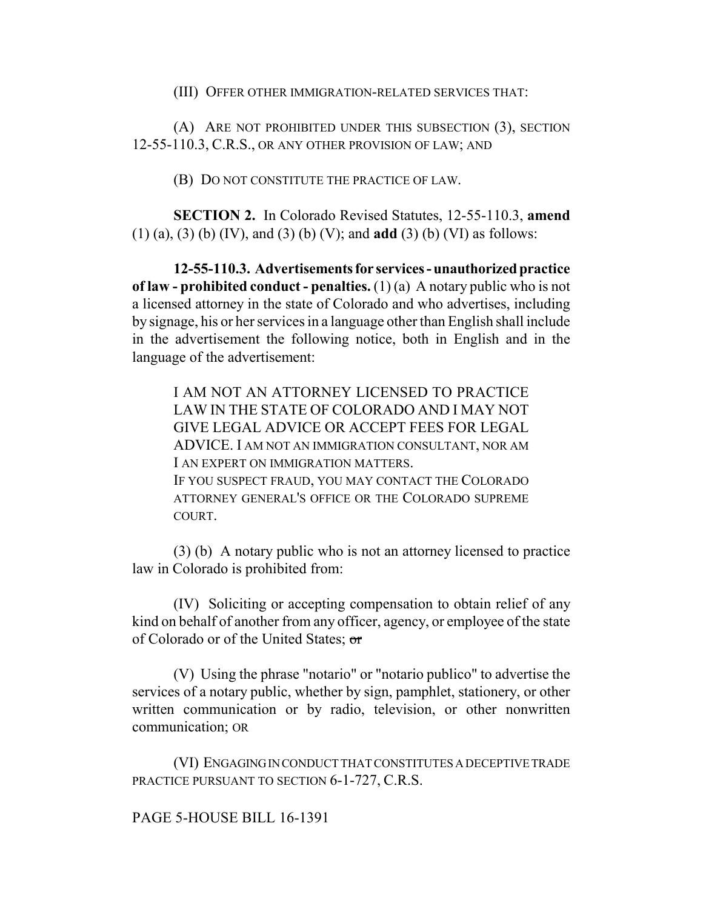(III) OFFER OTHER IMMIGRATION-RELATED SERVICES THAT:

(A) ARE NOT PROHIBITED UNDER THIS SUBSECTION (3), SECTION 12-55-110.3, C.R.S., OR ANY OTHER PROVISION OF LAW; AND

(B) DO NOT CONSTITUTE THE PRACTICE OF LAW.

**SECTION 2.** In Colorado Revised Statutes, 12-55-110.3, **amend** (1) (a), (3) (b) (IV), and (3) (b) (V); and **add** (3) (b) (VI) as follows:

**12-55-110.3. Advertisements for services - unauthorized practice of law - prohibited conduct - penalties.** (1) (a) A notary public who is not a licensed attorney in the state of Colorado and who advertises, including by signage, his or her services in a language other than English shall include in the advertisement the following notice, both in English and in the language of the advertisement:

> I AM NOT AN ATTORNEY LICENSED TO PRACTICE LAW IN THE STATE OF COLORADO AND I MAY NOT GIVE LEGAL ADVICE OR ACCEPT FEES FOR LEGAL ADVICE. I AM NOT AN IMMIGRATION CONSULTANT, NOR AM I AN EXPERT ON IMMIGRATION MATTERS.
> IF YOU SUSPECT FRAUD, YOU MAY CONTACT THE COLORADO ATTORNEY GENERAL'S OFFICE OR THE COLORADO SUPREME COURT.

(3) (b) A notary public who is not an attorney licensed to practice law in Colorado is prohibited from:

(IV) Soliciting or accepting compensation to obtain relief of any kind on behalf of another from any officer, agency, or employee of the state of Colorado or of the United States; ~~or~~

(V) Using the phrase "notario" or "notario publico" to advertise the services of a notary public, whether by sign, pamphlet, stationery, or other written communication or by radio, television, or other nonwritten communication; OR

(VI) ENGAGING IN CONDUCT THAT CONSTITUTES A DECEPTIVE TRADE PRACTICE PURSUANT TO SECTION 6-1-727, C.R.S.

PAGE 5-HOUSE BILL 16-1391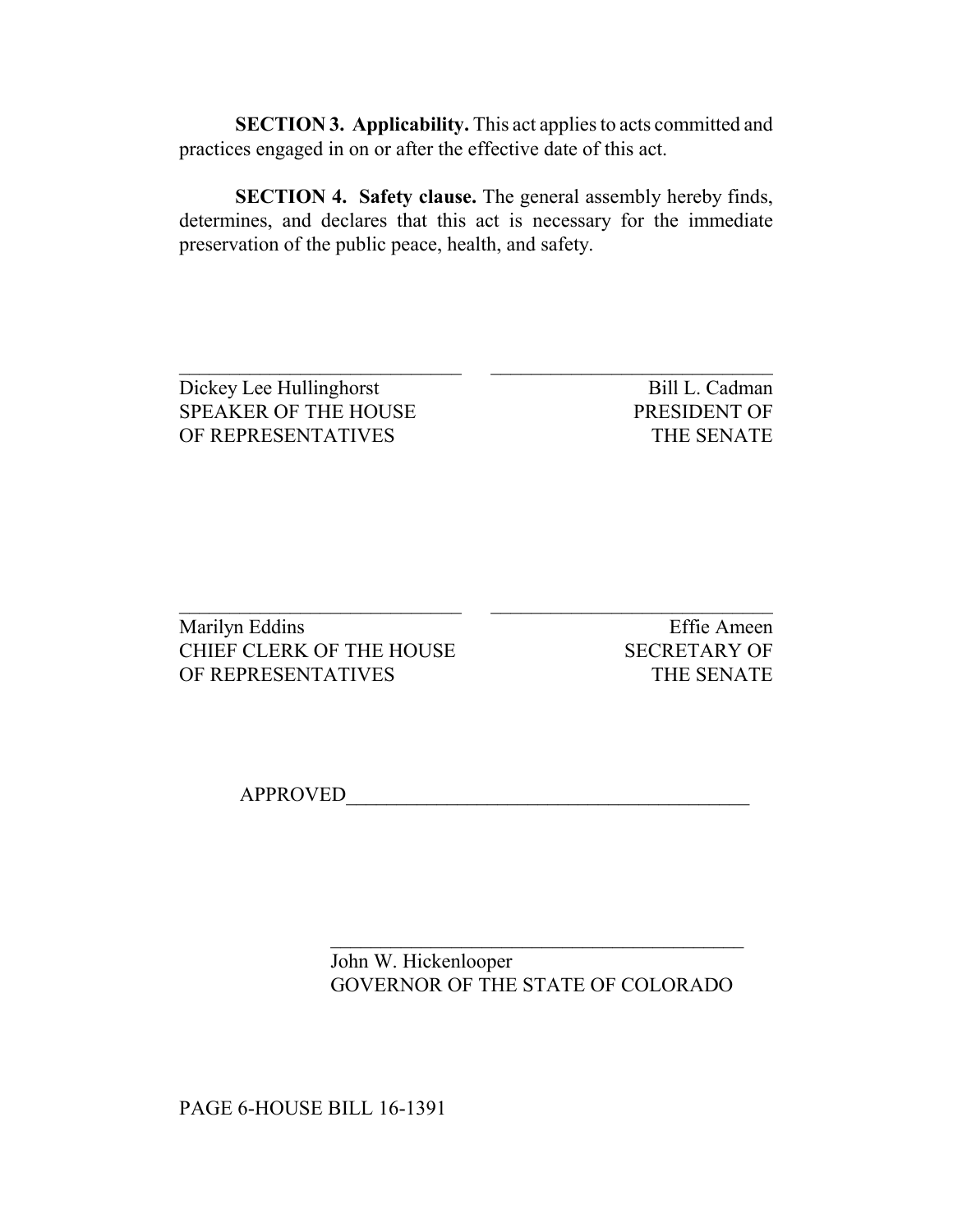**SECTION 3. Applicability.** This act applies to acts committed and practices engaged in on or after the effective date of this act.

**SECTION 4. Safety clause.** The general assembly hereby finds, determines, and declares that this act is necessary for the immediate preservation of the public peace, health, and safety.

____________________________ ____________________________
Dickey Lee Hullinghorst Bill L. Cadman
SPEAKER OF THE HOUSE PRESIDENT OF
OF REPRESENTATIVES THE SENATE

____________________________ ____________________________
Marilyn Eddins Effie Ameen
CHIEF CLERK OF THE HOUSE SECRETARY OF
OF REPRESENTATIVES THE SENATE

APPROVED________________________________________

_________________________________________
John W. Hickenlooper
GOVERNOR OF THE STATE OF COLORADO

PAGE 6-HOUSE BILL 16-1391